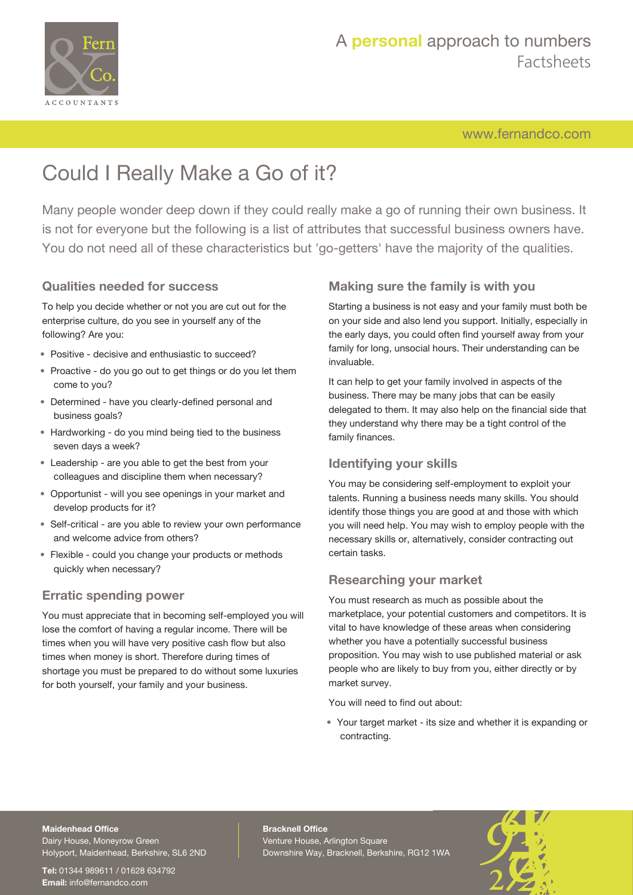# Could I Really Make a Go of it?

Many people wonder deep down if they could really make a go of running their own business. It is not for everyone but the following is a list of attributes that successful business owners have. You do not need all of these characteristics but 'go-getters' have the majority of the qualities.

## Qualities needed for success

To help you decide whether or not you are cut out for the enterprise culture, do you see in yourself any of the following? Are you:

- Positive - decisive and enthusiastic to succeed?
- Proactive - do you go out to get things or do you let them come to you?
- Determined - have you clearly-defined personal and business goals?
- Hardworking - do you mind being tied to the business seven days a week?
- Leadership - are you able to get the best from your colleagues and discipline them when necessary?
- Opportunist - will you see openings in your market and develop products for it?
- Self-critical - are you able to review your own performance and welcome advice from others?
- Flexible - could you change your products or methods quickly when necessary?

## Erratic spending power

You must appreciate that in becoming self-employed you will lose the comfort of having a regular income. There will be times when you will have very positive cash flow but also times when money is short. Therefore during times of shortage you must be prepared to do without some luxuries for both yourself, your family and your business.

## Making sure the family is with you

Starting a business is not easy and your family must both be on your side and also lend you support. Initially, especially in the early days, you could often find yourself away from your family for long, unsocial hours. Their understanding can be invaluable.

It can help to get your family involved in aspects of the business. There may be many jobs that can be easily delegated to them. It may also help on the financial side that they understand why there may be a tight control of the family finances.

## Identifying your skills

You may be considering self-employment to exploit your talents. Running a business needs many skills. You should identify those things you are good at and those with which you will need help. You may wish to employ people with the necessary skills or, alternatively, consider contracting out certain tasks.

## Researching your market

You must research as much as possible about the marketplace, your potential customers and competitors. It is vital to have knowledge of these areas when considering whether you have a potentially successful business proposition. You may wish to use published material or ask people who are likely to buy from you, either directly or by market survey.

You will need to find out about:

- Your target market - its size and whether it is expanding or contracting.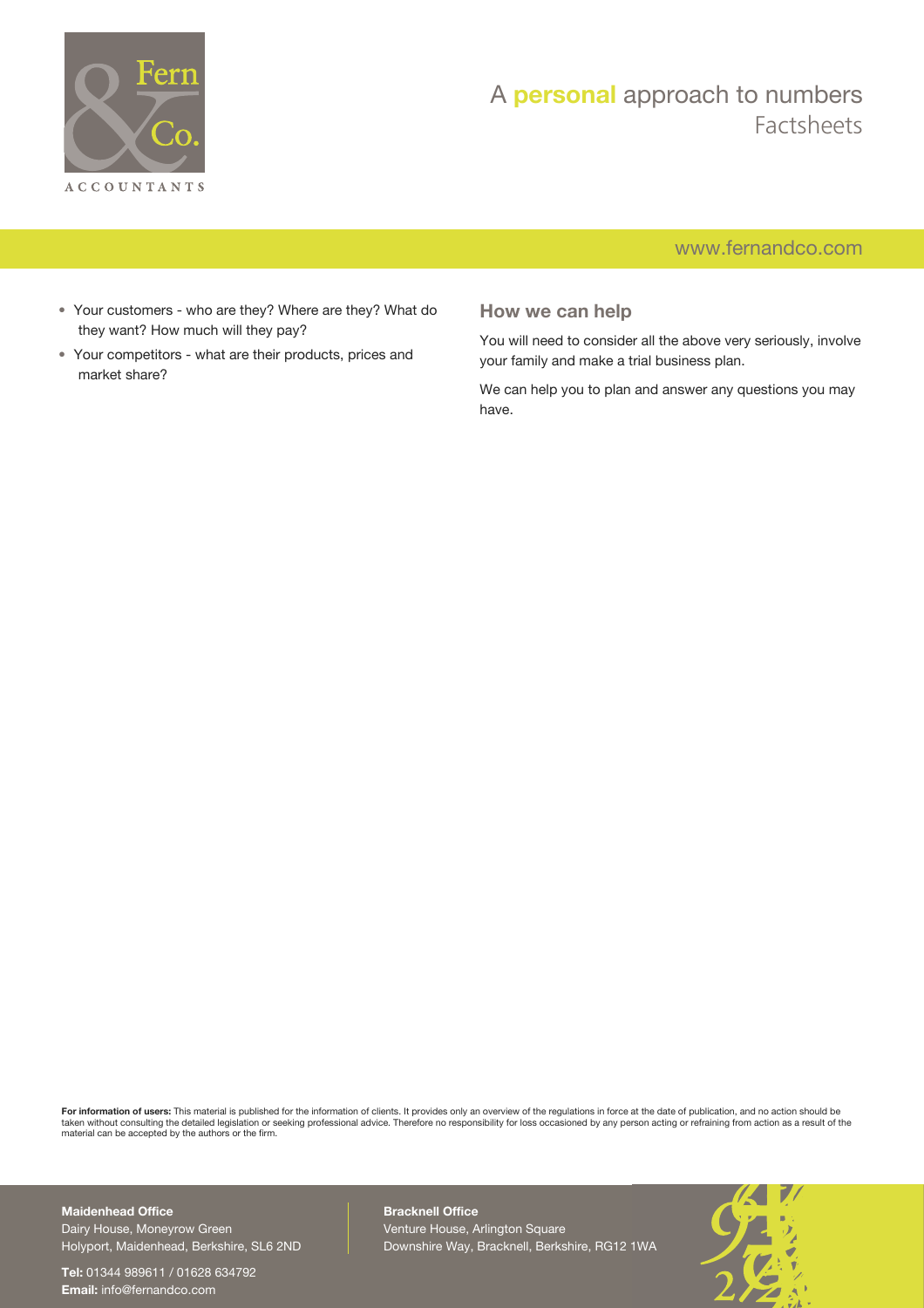- Your customers - who are they? Where are they? What do they want? How much will they pay?
- Your competitors - what are their products, prices and market share?

## How we can help

You will need to consider all the above very seriously, involve your family and make a trial business plan.

We can help you to plan and answer any questions you may have.

**For information of users:** This material is published for the information of clients. It provides only an overview of the regulations in force at the date of publication, and no action should be taken without consulting the detailed legislation or seeking professional advice. Therefore no responsibility for loss occasioned by any person acting or refraining from action as a result of the material can be accepted by the authors or the firm.